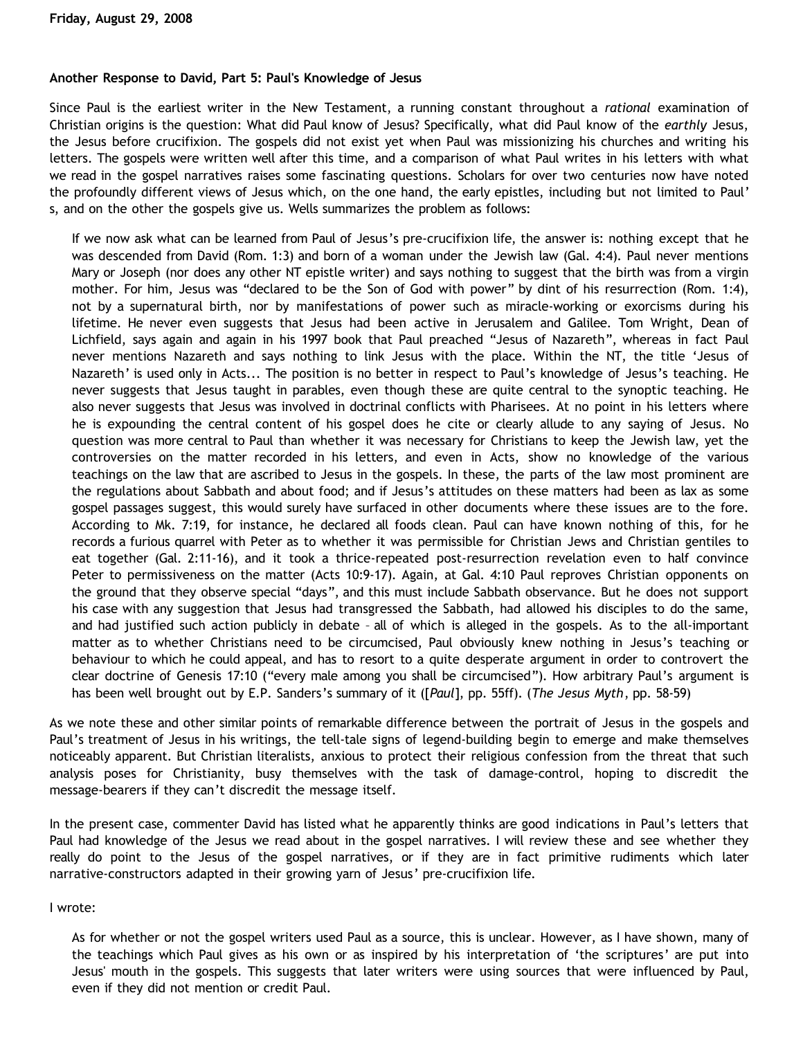**Friday, August 29, 2008**

**Another Response to David, Part 5: Paul's Knowledge of Jesus**

Since Paul is the earliest writer in the New Testament, a running constant throughout a *rational* examination of Christian origins is the question: What did Paul know of Jesus? Specifically, what did Paul know of the *earthly* Jesus, the Jesus before crucifixion. The gospels did not exist yet when Paul was missionizing his churches and writing his letters. The gospels were written well after this time, and a comparison of what Paul writes in his letters with what we read in the gospel narratives raises some fascinating questions. Scholars for over two centuries now have noted the profoundly different views of Jesus which, on the one hand, the early epistles, including but not limited to Paul's, and on the other the gospels give us. Wells summarizes the problem as follows:

> If we now ask what can be learned from Paul of Jesus's pre-crucifixion life, the answer is: nothing except that he was descended from David (Rom. 1:3) and born of a woman under the Jewish law (Gal. 4:4). Paul never mentions Mary or Joseph (nor does any other NT epistle writer) and says nothing to suggest that the birth was from a virgin mother. For him, Jesus was "declared to be the Son of God with power" by dint of his resurrection (Rom. 1:4), not by a supernatural birth, nor by manifestations of power such as miracle-working or exorcisms during his lifetime. He never even suggests that Jesus had been active in Jerusalem and Galilee. Tom Wright, Dean of Lichfield, says again and again in his 1997 book that Paul preached "Jesus of Nazareth", whereas in fact Paul never mentions Nazareth and says nothing to link Jesus with the place. Within the NT, the title 'Jesus of Nazareth' is used only in Acts... The position is no better in respect to Paul's knowledge of Jesus's teaching. He never suggests that Jesus taught in parables, even though these are quite central to the synoptic teaching. He also never suggests that Jesus was involved in doctrinal conflicts with Pharisees. At no point in his letters where he is expounding the central content of his gospel does he cite or clearly allude to any saying of Jesus. No question was more central to Paul than whether it was necessary for Christians to keep the Jewish law, yet the controversies on the matter recorded in his letters, and even in Acts, show no knowledge of the various teachings on the law that are ascribed to Jesus in the gospels. In these, the parts of the law most prominent are the regulations about Sabbath and about food; and if Jesus's attitudes on these matters had been as lax as some gospel passages suggest, this would surely have surfaced in other documents where these issues are to the fore. According to Mk. 7:19, for instance, he declared all foods clean. Paul can have known nothing of this, for he records a furious quarrel with Peter as to whether it was permissible for Christian Jews and Christian gentiles to eat together (Gal. 2:11-16), and it took a thrice-repeated post-resurrection revelation even to half convince Peter to permissiveness on the matter (Acts 10:9-17). Again, at Gal. 4:10 Paul reproves Christian opponents on the ground that they observe special "days", and this must include Sabbath observance. But he does not support his case with any suggestion that Jesus had transgressed the Sabbath, had allowed his disciples to do the same, and had justified such action publicly in debate – all of which is alleged in the gospels. As to the all-important matter as to whether Christians need to be circumcised, Paul obviously knew nothing in Jesus's teaching or behaviour to which he could appeal, and has to resort to a quite desperate argument in order to controvert the clear doctrine of Genesis 17:10 ("every male among you shall be circumcised"). How arbitrary Paul's argument is has been well brought out by E.P. Sanders's summary of it ([*Paul*], pp. 55ff). (*The Jesus Myth*, pp. 58-59)

As we note these and other similar points of remarkable difference between the portrait of Jesus in the gospels and Paul's treatment of Jesus in his writings, the tell-tale signs of legend-building begin to emerge and make themselves noticeably apparent. But Christian literalists, anxious to protect their religious confession from the threat that such analysis poses for Christianity, busy themselves with the task of damage-control, hoping to discredit the message-bearers if they can't discredit the message itself.

In the present case, commenter David has listed what he apparently thinks are good indications in Paul's letters that Paul had knowledge of the Jesus we read about in the gospel narratives. I will review these and see whether they really do point to the Jesus of the gospel narratives, or if they are in fact primitive rudiments which later narrative-constructors adapted in their growing yarn of Jesus' pre-crucifixion life.

I wrote:

> As for whether or not the gospel writers used Paul as a source, this is unclear. However, as I have shown, many of the teachings which Paul gives as his own or as inspired by his interpretation of 'the scriptures' are put into Jesus' mouth in the gospels. This suggests that later writers were using sources that were influenced by Paul, even if they did not mention or credit Paul.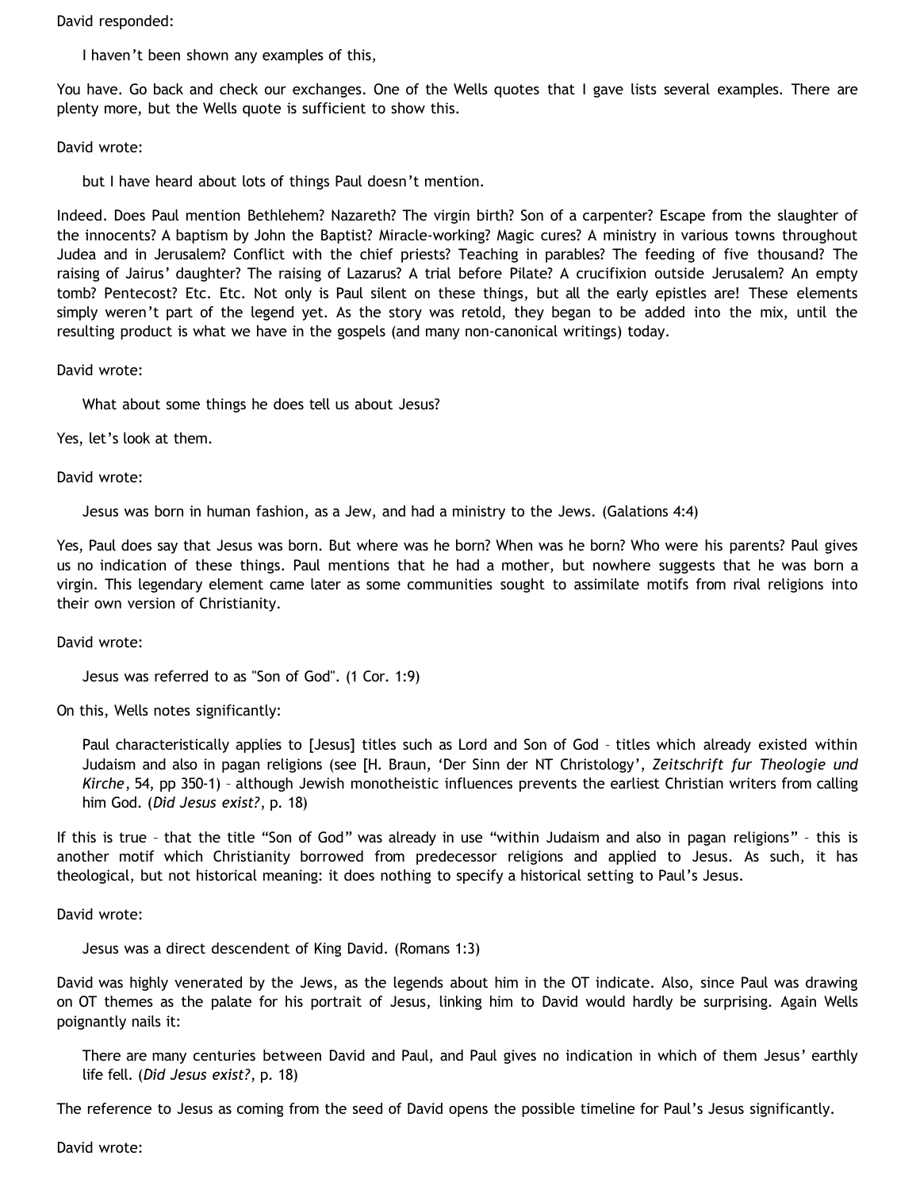David responded:

> I haven't been shown any examples of this,

You have. Go back and check our exchanges. One of the Wells quotes that I gave lists several examples. There are plenty more, but the Wells quote is sufficient to show this.

David wrote:

> but I have heard about lots of things Paul doesn't mention.

Indeed. Does Paul mention Bethlehem? Nazareth? The virgin birth? Son of a carpenter? Escape from the slaughter of the innocents? A baptism by John the Baptist? Miracle-working? Magic cures? A ministry in various towns throughout Judea and in Jerusalem? Conflict with the chief priests? Teaching in parables? The feeding of five thousand? The raising of Jairus' daughter? The raising of Lazarus? A trial before Pilate? A crucifixion outside Jerusalem? An empty tomb? Pentecost? Etc. Etc. Not only is Paul silent on these things, but all the early epistles are! These elements simply weren't part of the legend yet. As the story was retold, they began to be added into the mix, until the resulting product is what we have in the gospels (and many non-canonical writings) today.

David wrote:

> What about some things he does tell us about Jesus?

Yes, let's look at them.

David wrote:

> Jesus was born in human fashion, as a Jew, and had a ministry to the Jews. (Galations 4:4)

Yes, Paul does say that Jesus was born. But where was he born? When was he born? Who were his parents? Paul gives us no indication of these things. Paul mentions that he had a mother, but nowhere suggests that he was born a virgin. This legendary element came later as some communities sought to assimilate motifs from rival religions into their own version of Christianity.

David wrote:

> Jesus was referred to as "Son of God". (1 Cor. 1:9)

On this, Wells notes significantly:

> Paul characteristically applies to [Jesus] titles such as Lord and Son of God – titles which already existed within Judaism and also in pagan religions (see [H. Braun, 'Der Sinn der NT Christology', *Zeitschrift fur Theologie und Kirche*, 54, pp 350-1) – although Jewish monotheistic influences prevents the earliest Christian writers from calling him God. (*Did Jesus exist?*, p. 18)

If this is true – that the title "Son of God" was already in use "within Judaism and also in pagan religions" – this is another motif which Christianity borrowed from predecessor religions and applied to Jesus. As such, it has theological, but not historical meaning: it does nothing to specify a historical setting to Paul's Jesus.

David wrote:

> Jesus was a direct descendent of King David. (Romans 1:3)

David was highly venerated by the Jews, as the legends about him in the OT indicate. Also, since Paul was drawing on OT themes as the palate for his portrait of Jesus, linking him to David would hardly be surprising. Again Wells poignantly nails it:

> There are many centuries between David and Paul, and Paul gives no indication in which of them Jesus' earthly life fell. (*Did Jesus exist?*, p. 18)

The reference to Jesus as coming from the seed of David opens the possible timeline for Paul's Jesus significantly.

David wrote: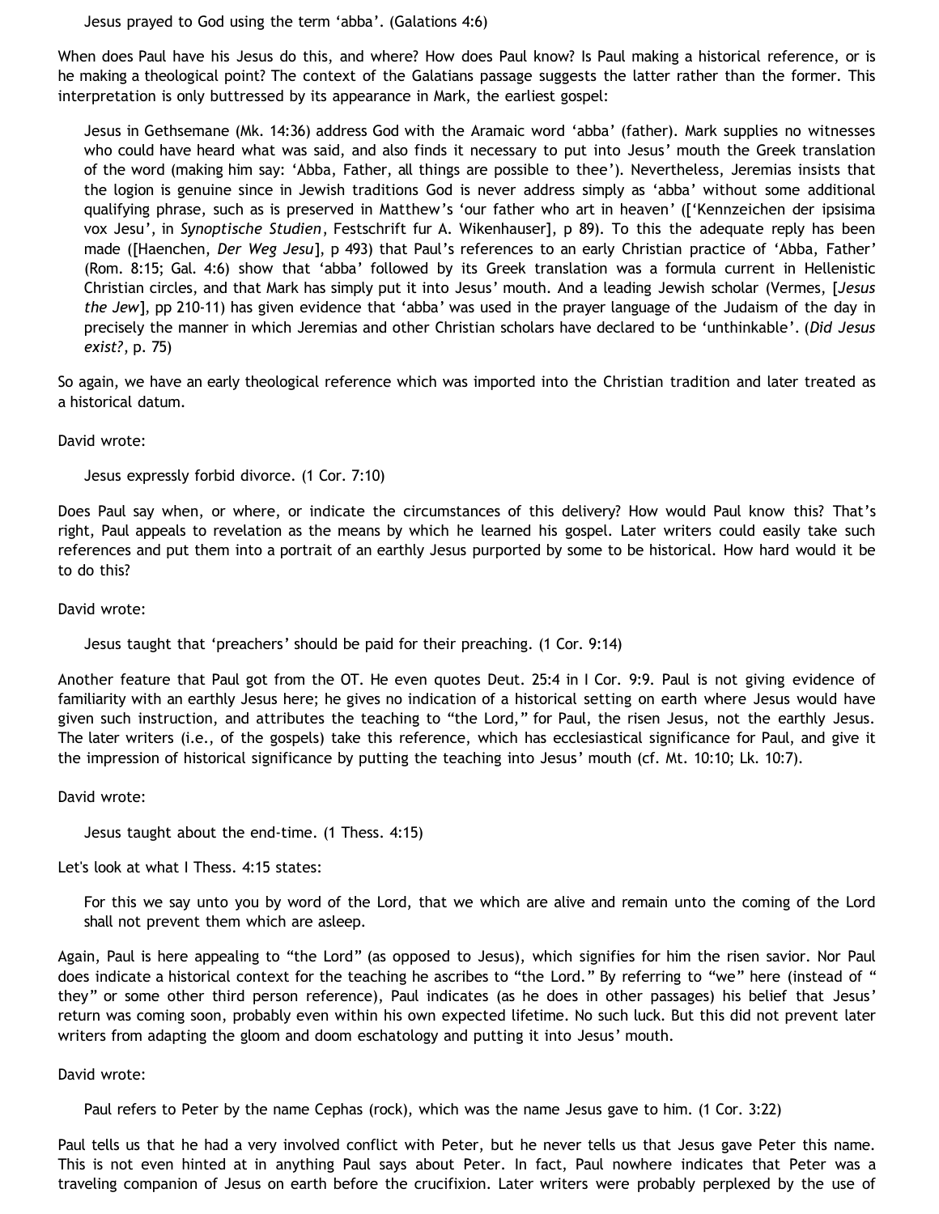> Jesus prayed to God using the term ‘abba’. (Galations 4:6)

When does Paul have his Jesus do this, and where? How does Paul know? Is Paul making a historical reference, or is he making a theological point? The context of the Galatians passage suggests the latter rather than the former. This interpretation is only buttressed by its appearance in Mark, the earliest gospel:

> Jesus in Gethsemane (Mk. 14:36) address God with the Aramaic word ‘abba’ (father). Mark supplies no witnesses who could have heard what was said, and also finds it necessary to put into Jesus’ mouth the Greek translation of the word (making him say: ‘Abba, Father, all things are possible to thee’). Nevertheless, Jeremias insists that the logion is genuine since in Jewish traditions God is never address simply as ‘abba’ without some additional qualifying phrase, such as is preserved in Matthew’s ‘our father who art in heaven’ ([‘Kennzeichen der ipsisima vox Jesu’, in *Synoptische Studien*, Festschrift fur A. Wikenhauser], p 89). To this the adequate reply has been made ([Haenchen, *Der Weg Jesu*], p 493) that Paul’s references to an early Christian practice of ‘Abba, Father’ (Rom. 8:15; Gal. 4:6) show that ‘abba’ followed by its Greek translation was a formula current in Hellenistic Christian circles, and that Mark has simply put it into Jesus’ mouth. And a leading Jewish scholar (Vermes, [*Jesus the Jew*], pp 210-11) has given evidence that ‘abba’ was used in the prayer language of the Judaism of the day in precisely the manner in which Jeremias and other Christian scholars have declared to be ‘unthinkable’. (*Did Jesus exist?*, p. 75)

So again, we have an early theological reference which was imported into the Christian tradition and later treated as a historical datum.

David wrote:

> Jesus expressly forbid divorce. (1 Cor. 7:10)

Does Paul say when, or where, or indicate the circumstances of this delivery? How would Paul know this? That’s right, Paul appeals to revelation as the means by which he learned his gospel. Later writers could easily take such references and put them into a portrait of an earthly Jesus purported by some to be historical. How hard would it be to do this?

David wrote:

> Jesus taught that ‘preachers’ should be paid for their preaching. (1 Cor. 9:14)

Another feature that Paul got from the OT. He even quotes Deut. 25:4 in I Cor. 9:9. Paul is not giving evidence of familiarity with an earthly Jesus here; he gives no indication of a historical setting on earth where Jesus would have given such instruction, and attributes the teaching to “the Lord,” for Paul, the risen Jesus, not the earthly Jesus. The later writers (i.e., of the gospels) take this reference, which has ecclesiastical significance for Paul, and give it the impression of historical significance by putting the teaching into Jesus’ mouth (cf. Mt. 10:10; Lk. 10:7).

David wrote:

> Jesus taught about the end-time. (1 Thess. 4:15)

Let's look at what I Thess. 4:15 states:

> For this we say unto you by word of the Lord, that we which are alive and remain unto the coming of the Lord shall not prevent them which are asleep.

Again, Paul is here appealing to “the Lord” (as opposed to Jesus), which signifies for him the risen savior. Nor Paul does indicate a historical context for the teaching he ascribes to “the Lord.” By referring to “we” here (instead of “ they” or some other third person reference), Paul indicates (as he does in other passages) his belief that Jesus’ return was coming soon, probably even within his own expected lifetime. No such luck. But this did not prevent later writers from adapting the gloom and doom eschatology and putting it into Jesus’ mouth.

David wrote:

> Paul refers to Peter by the name Cephas (rock), which was the name Jesus gave to him. (1 Cor. 3:22)

Paul tells us that he had a very involved conflict with Peter, but he never tells us that Jesus gave Peter this name. This is not even hinted at in anything Paul says about Peter. In fact, Paul nowhere indicates that Peter was a traveling companion of Jesus on earth before the crucifixion. Later writers were probably perplexed by the use of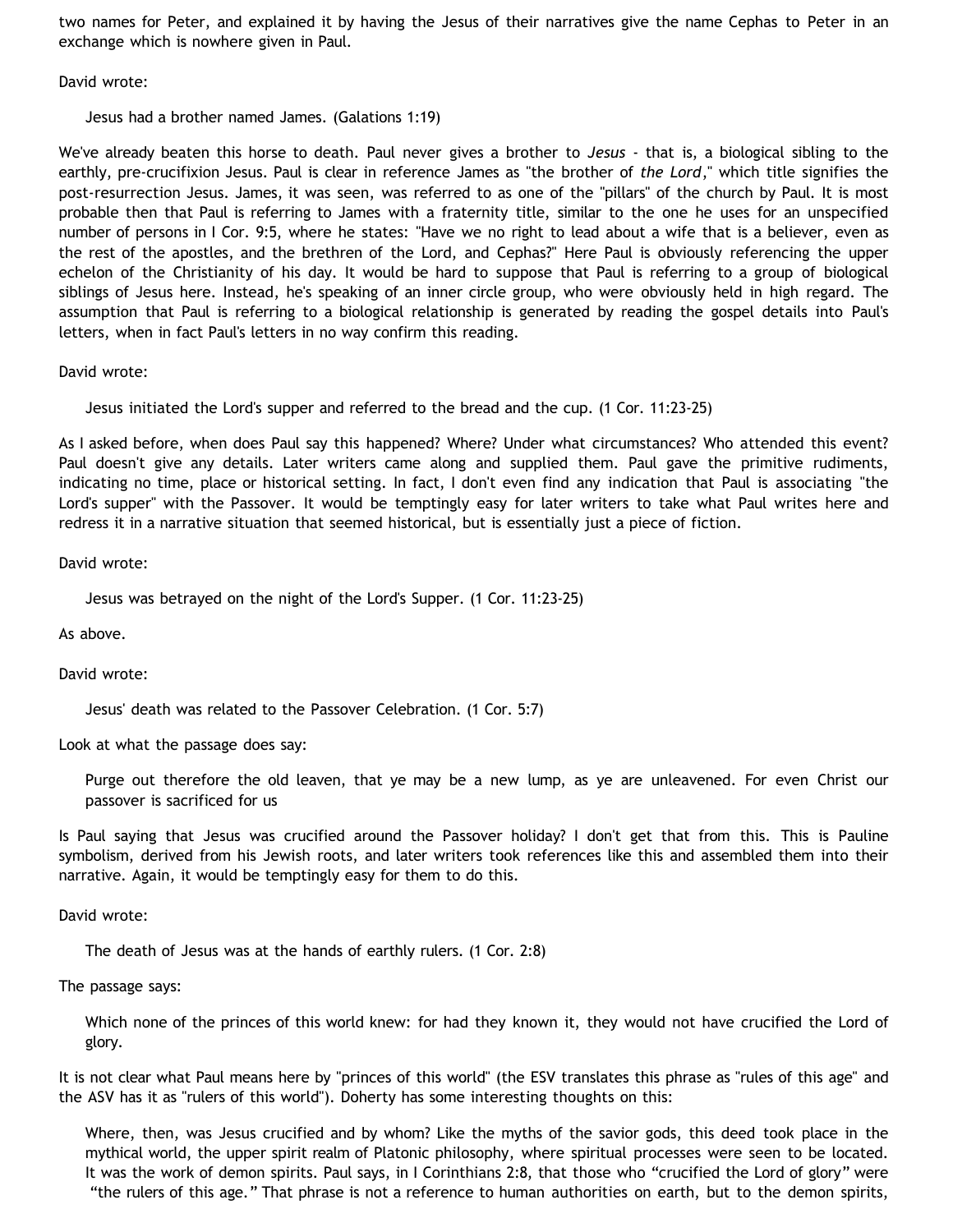two names for Peter, and explained it by having the Jesus of their narratives give the name Cephas to Peter in an exchange which is nowhere given in Paul.

David wrote:

> Jesus had a brother named James. (Galations 1:19)

We've already beaten this horse to death. Paul never gives a brother to *Jesus* - that is, a biological sibling to the earthly, pre-crucifixion Jesus. Paul is clear in reference James as "the brother of *the Lord*," which title signifies the post-resurrection Jesus. James, it was seen, was referred to as one of the "pillars" of the church by Paul. It is most probable then that Paul is referring to James with a fraternity title, similar to the one he uses for an unspecified number of persons in I Cor. 9:5, where he states: "Have we no right to lead about a wife that is a believer, even as the rest of the apostles, and the brethren of the Lord, and Cephas?" Here Paul is obviously referencing the upper echelon of the Christianity of his day. It would be hard to suppose that Paul is referring to a group of biological siblings of Jesus here. Instead, he's speaking of an inner circle group, who were obviously held in high regard. The assumption that Paul is referring to a biological relationship is generated by reading the gospel details into Paul's letters, when in fact Paul's letters in no way confirm this reading.

David wrote:

> Jesus initiated the Lord's supper and referred to the bread and the cup. (1 Cor. 11:23-25)

As I asked before, when does Paul say this happened? Where? Under what circumstances? Who attended this event? Paul doesn't give any details. Later writers came along and supplied them. Paul gave the primitive rudiments, indicating no time, place or historical setting. In fact, I don't even find any indication that Paul is associating "the Lord's supper" with the Passover. It would be temptingly easy for later writers to take what Paul writes here and redress it in a narrative situation that seemed historical, but is essentially just a piece of fiction.

David wrote:

> Jesus was betrayed on the night of the Lord's Supper. (1 Cor. 11:23-25)

As above.

David wrote:

> Jesus' death was related to the Passover Celebration. (1 Cor. 5:7)

Look at what the passage does say:

> Purge out therefore the old leaven, that ye may be a new lump, as ye are unleavened. For even Christ our passover is sacrificed for us

Is Paul saying that Jesus was crucified around the Passover holiday? I don't get that from this. This is Pauline symbolism, derived from his Jewish roots, and later writers took references like this and assembled them into their narrative. Again, it would be temptingly easy for them to do this.

David wrote:

> The death of Jesus was at the hands of earthly rulers. (1 Cor. 2:8)

The passage says:

> Which none of the princes of this world knew: for had they known it, they would not have crucified the Lord of glory.

It is not clear what Paul means here by "princes of this world" (the ESV translates this phrase as "rules of this age" and the ASV has it as "rulers of this world"). Doherty has some interesting thoughts on this:

> Where, then, was Jesus crucified and by whom? Like the myths of the savior gods, this deed took place in the mythical world, the upper spirit realm of Platonic philosophy, where spiritual processes were seen to be located. It was the work of demon spirits. Paul says, in I Corinthians 2:8, that those who "crucified the Lord of glory" were "the rulers of this age." That phrase is not a reference to human authorities on earth, but to the demon spirits,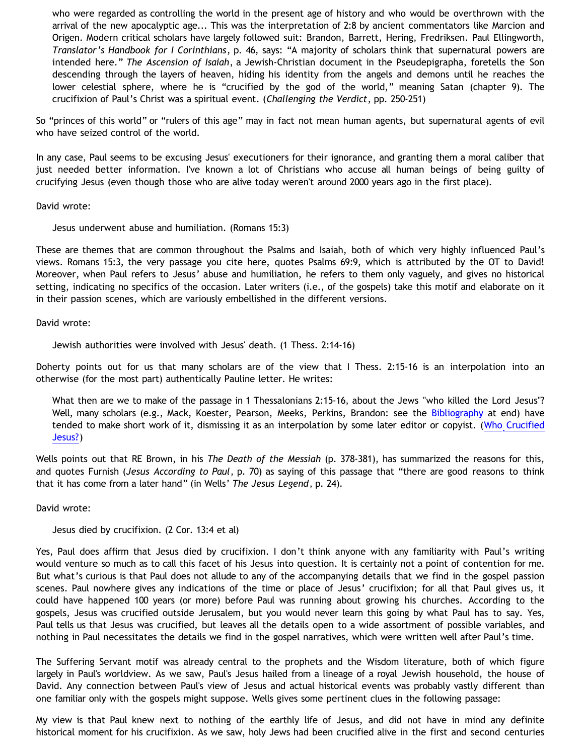> who were regarded as controlling the world in the present age of history and who would be overthrown with the arrival of the new apocalyptic age... This was the interpretation of 2:8 by ancient commentators like Marcion and Origen. Modern critical scholars have largely followed suit: Brandon, Barrett, Hering, Fredriksen. Paul Ellingworth, *Translator's Handbook for I Corinthians*, p. 46, says: "A majority of scholars think that supernatural powers are intended here." *The Ascension of Isaiah*, a Jewish-Christian document in the Pseudepigrapha, foretells the Son descending through the layers of heaven, hiding his identity from the angels and demons until he reaches the lower celestial sphere, where he is "crucified by the god of the world," meaning Satan (chapter 9). The crucifixion of Paul's Christ was a spiritual event. (*Challenging the Verdict*, pp. 250-251)

So "princes of this world" or "rulers of this age" may in fact not mean human agents, but supernatural agents of evil who have seized control of the world.

In any case, Paul seems to be excusing Jesus' executioners for their ignorance, and granting them a moral caliber that just needed better information. I've known a lot of Christians who accuse all human beings of being guilty of crucifying Jesus (even though those who are alive today weren't around 2000 years ago in the first place).

David wrote:

> Jesus underwent abuse and humiliation. (Romans 15:3)

These are themes that are common throughout the Psalms and Isaiah, both of which very highly influenced Paul's views. Romans 15:3, the very passage you cite here, quotes Psalms 69:9, which is attributed by the OT to David! Moreover, when Paul refers to Jesus' abuse and humiliation, he refers to them only vaguely, and gives no historical setting, indicating no specifics of the occasion. Later writers (i.e., of the gospels) take this motif and elaborate on it in their passion scenes, which are variously embellished in the different versions.

David wrote:

> Jewish authorities were involved with Jesus' death. (1 Thess. 2:14-16)

Doherty points out for us that many scholars are of the view that I Thess. 2:15-16 is an interpolation into an otherwise (for the most part) authentically Pauline letter. He writes:

> What then are we to make of the passage in 1 Thessalonians 2:15-16, about the Jews "who killed the Lord Jesus"? Well, many scholars (e.g., Mack, Koester, Pearson, Meeks, Perkins, Brandon: see the Bibliography at end) have tended to make short work of it, dismissing it as an interpolation by some later editor or copyist. (Who Crucified Jesus?)

Wells points out that RE Brown, in his *The Death of the Messiah* (p. 378-381), has summarized the reasons for this, and quotes Furnish (*Jesus According to Paul*, p. 70) as saying of this passage that "there are good reasons to think that it has come from a later hand" (in Wells' *The Jesus Legend*, p. 24).

David wrote:

> Jesus died by crucifixion. (2 Cor. 13:4 et al)

Yes, Paul does affirm that Jesus died by crucifixion. I don't think anyone with any familiarity with Paul's writing would venture so much as to call this facet of his Jesus into question. It is certainly not a point of contention for me. But what's curious is that Paul does not allude to any of the accompanying details that we find in the gospel passion scenes. Paul nowhere gives any indications of the time or place of Jesus' crucifixion; for all that Paul gives us, it could have happened 100 years (or more) before Paul was running about growing his churches. According to the gospels, Jesus was crucified outside Jerusalem, but you would never learn this going by what Paul has to say. Yes, Paul tells us that Jesus was crucified, but leaves all the details open to a wide assortment of possible variables, and nothing in Paul necessitates the details we find in the gospel narratives, which were written well after Paul's time.

The Suffering Servant motif was already central to the prophets and the Wisdom literature, both of which figure largely in Paul's worldview. As we saw, Paul's Jesus hailed from a lineage of a royal Jewish household, the house of David. Any connection between Paul's view of Jesus and actual historical events was probably vastly different than one familiar only with the gospels might suppose. Wells gives some pertinent clues in the following passage:

My view is that Paul knew next to nothing of the earthly life of Jesus, and did not have in mind any definite historical moment for his crucifixion. As we saw, holy Jews had been crucified alive in the first and second centuries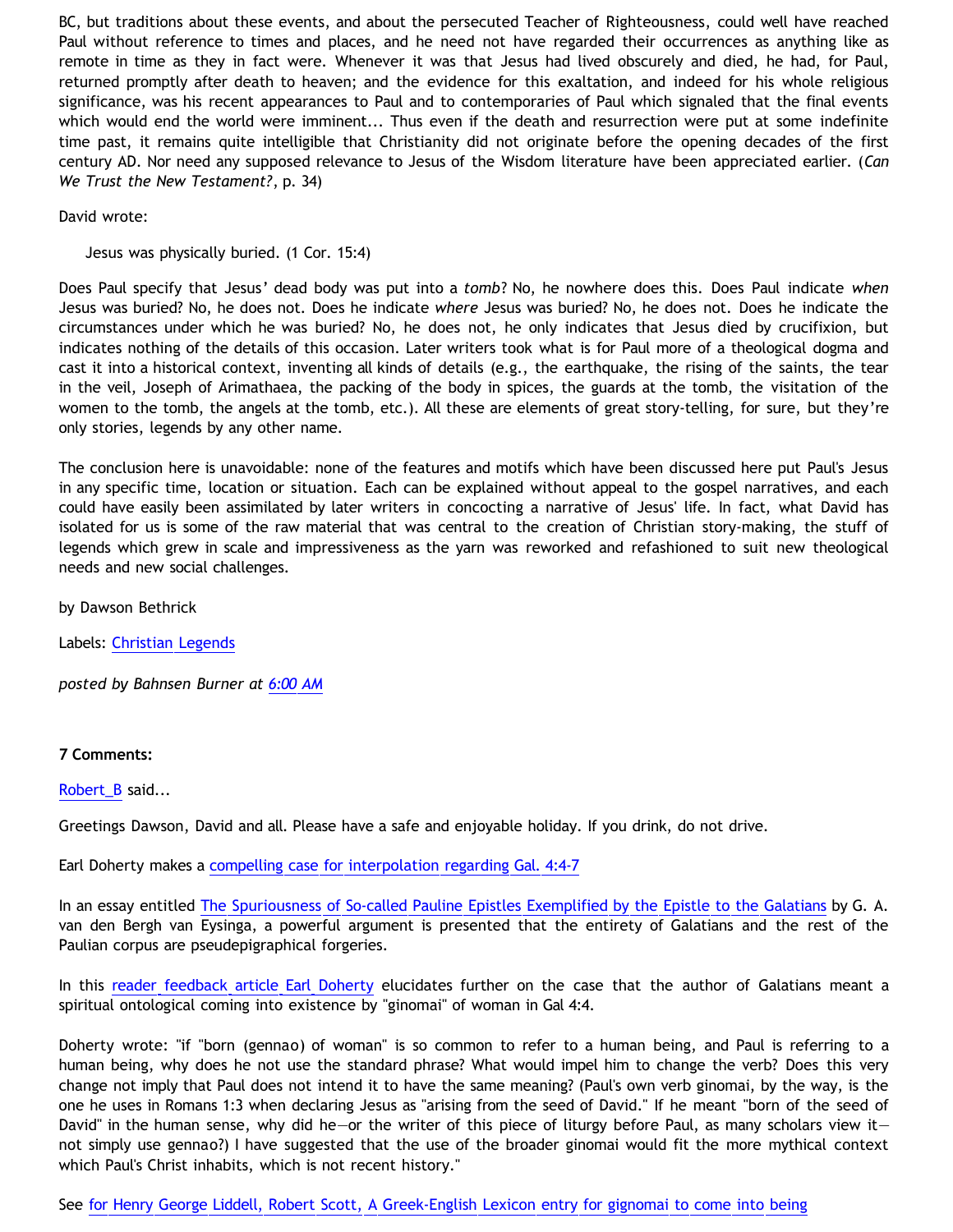BC, but traditions about these events, and about the persecuted Teacher of Righteousness, could well have reached Paul without reference to times and places, and he need not have regarded their occurrences as anything like as remote in time as they in fact were. Whenever it was that Jesus had lived obscurely and died, he had, for Paul, returned promptly after death to heaven; and the evidence for this exaltation, and indeed for his whole religious significance, was his recent appearances to Paul and to contemporaries of Paul which signaled that the final events which would end the world were imminent... Thus even if the death and resurrection were put at some indefinite time past, it remains quite intelligible that Christianity did not originate before the opening decades of the first century AD. Nor need any supposed relevance to Jesus of the Wisdom literature have been appreciated earlier. (*Can We Trust the New Testament?*, p. 34)

David wrote:

> Jesus was physically buried. (1 Cor. 15:4)

Does Paul specify that Jesus' dead body was put into a *tomb*? No, he nowhere does this. Does Paul indicate *when* Jesus was buried? No, he does not. Does he indicate *where* Jesus was buried? No, he does not. Does he indicate the circumstances under which he was buried? No, he does not, he only indicates that Jesus died by crucifixion, but indicates nothing of the details of this occasion. Later writers took what is for Paul more of a theological dogma and cast it into a historical context, inventing all kinds of details (e.g., the earthquake, the rising of the saints, the tear in the veil, Joseph of Arimathaea, the packing of the body in spices, the guards at the tomb, the visitation of the women to the tomb, the angels at the tomb, etc.). All these are elements of great story-telling, for sure, but they're only stories, legends by any other name.

The conclusion here is unavoidable: none of the features and motifs which have been discussed here put Paul's Jesus in any specific time, location or situation. Each can be explained without appeal to the gospel narratives, and each could have easily been assimilated by later writers in concocting a narrative of Jesus' life. In fact, what David has isolated for us is some of the raw material that was central to the creation of Christian story-making, the stuff of legends which grew in scale and impressiveness as the yarn was reworked and refashioned to suit new theological needs and new social challenges.

by Dawson Bethrick

Labels: Christian Legends

*posted by Bahnsen Burner at 6:00 AM*

**7 Comments:**

Robert_B said...

Greetings Dawson, David and all. Please have a safe and enjoyable holiday. If you drink, do not drive.

Earl Doherty makes a compelling case for interpolation regarding Gal. 4:4-7

In an essay entitled The Spuriousness of So-called Pauline Epistles Exemplified by the Epistle to the Galatians by G. A. van den Bergh van Eysinga, a powerful argument is presented that the entirety of Galatians and the rest of the Paulian corpus are pseudepigraphical forgeries.

In this reader feedback article Earl Doherty elucidates further on the case that the author of Galatians meant a spiritual ontological coming into existence by "ginomai" of woman in Gal 4:4.

Doherty wrote: "if "born (gennao) of woman" is so common to refer to a human being, and Paul is referring to a human being, why does he not use the standard phrase? What would impel him to change the verb? Does this very change not imply that Paul does not intend it to have the same meaning? (Paul's own verb ginomai, by the way, is the one he uses in Romans 1:3 when declaring Jesus as "arising from the seed of David." If he meant "born of the seed of David" in the human sense, why did he—or the writer of this piece of liturgy before Paul, as many scholars view it—not simply use gennao?) I have suggested that the use of the broader ginomai would fit the more mythical context which Paul's Christ inhabits, which is not recent history."

See for Henry George Liddell, Robert Scott, A Greek-English Lexicon entry for gignomai to come into being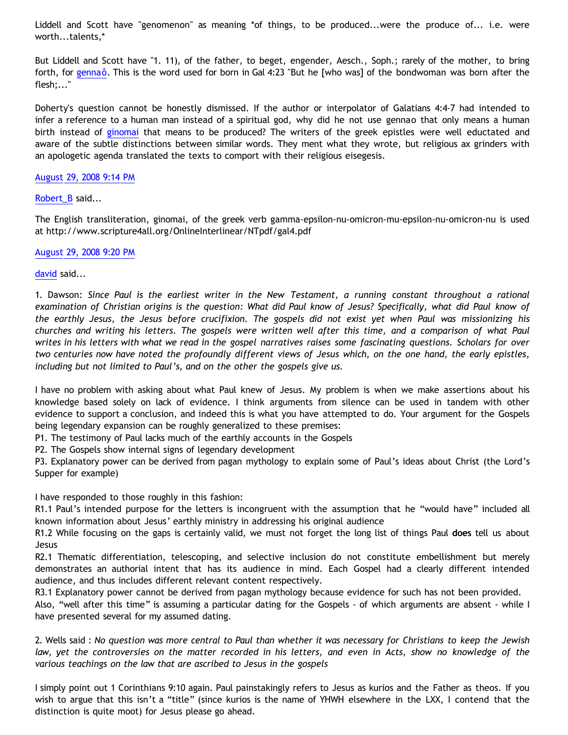Liddell and Scott have "genomenon" as meaning *of things, to be produced...were the produce of... i.e. were worth...talents,*

But Liddell and Scott have "1. 11), of the father, to beget, engender, Aesch., Soph.; rarely of the mother, to bring forth, for gennaô. This is the word used for born in Gal 4:23 "But he [who was] of the bondwoman was born after the flesh;..."

Doherty's question cannot be honestly dismissed. If the author or interpolator of Galatians 4:4-7 had intended to infer a reference to a human man instead of a spiritual god, why did he not use gennao that only means a human birth instead of ginomai that means to be produced? The writers of the greek epistles were well eductated and aware of the subtle distinctions between similar words. They ment what they wrote, but religious ax grinders with an apologetic agenda translated the texts to comport with their religious eisegesis.

August 29, 2008 9:14 PM

Robert_B said...

The English transliteration, ginomai, of the greek verb gamma-epsilon-nu-omicron-mu-epsilon-nu-omicron-nu is used at http://www.scripture4all.org/OnlineInterlinear/NTpdf/gal4.pdf

August 29, 2008 9:20 PM

david said...

1. Dawson: *Since Paul is the earliest writer in the New Testament, a running constant throughout a rational examination of Christian origins is the question: What did Paul know of Jesus? Specifically, what did Paul know of the earthly Jesus, the Jesus before crucifixion. The gospels did not exist yet when Paul was missionizing his churches and writing his letters. The gospels were written well after this time, and a comparison of what Paul writes in his letters with what we read in the gospel narratives raises some fascinating questions. Scholars for over two centuries now have noted the profoundly different views of Jesus which, on the one hand, the early epistles, including but not limited to Paul's, and on the other the gospels give us.*

I have no problem with asking about what Paul knew of Jesus. My problem is when we make assertions about his knowledge based solely on lack of evidence. I think arguments from silence can be used in tandem with other evidence to support a conclusion, and indeed this is what you have attempted to do. Your argument for the Gospels being legendary expansion can be roughly generalized to these premises:
P1. The testimony of Paul lacks much of the earthly accounts in the Gospels
P2. The Gospels show internal signs of legendary development
P3. Explanatory power can be derived from pagan mythology to explain some of Paul's ideas about Christ (the Lord's Supper for example)

I have responded to those roughly in this fashion:
R1.1 Paul's intended purpose for the letters is incongruent with the assumption that he "would have" included all known information about Jesus' earthly ministry in addressing his original audience
R1.2 While focusing on the gaps is certainly valid, we must not forget the long list of things Paul **does** tell us about Jesus
R2.1 Thematic differentiation, telescoping, and selective inclusion do not constitute embellishment but merely demonstrates an authorial intent that has its audience in mind. Each Gospel had a clearly different intended audience, and thus includes different relevant content respectively.
R3.1 Explanatory power cannot be derived from pagan mythology because evidence for such has not been provided.
Also, "well after this time" is assuming a particular dating for the Gospels - of which arguments are absent - while I have presented several for my assumed dating.

2. Wells said : *No question was more central to Paul than whether it was necessary for Christians to keep the Jewish law, yet the controversies on the matter recorded in his letters, and even in Acts, show no knowledge of the various teachings on the law that are ascribed to Jesus in the gospels*

I simply point out 1 Corinthians 9:10 again. Paul painstakingly refers to Jesus as kurios and the Father as theos. If you wish to argue that this isn't a "title" (since kurios is the name of YHWH elsewhere in the LXX, I contend that the distinction is quite moot) for Jesus please go ahead.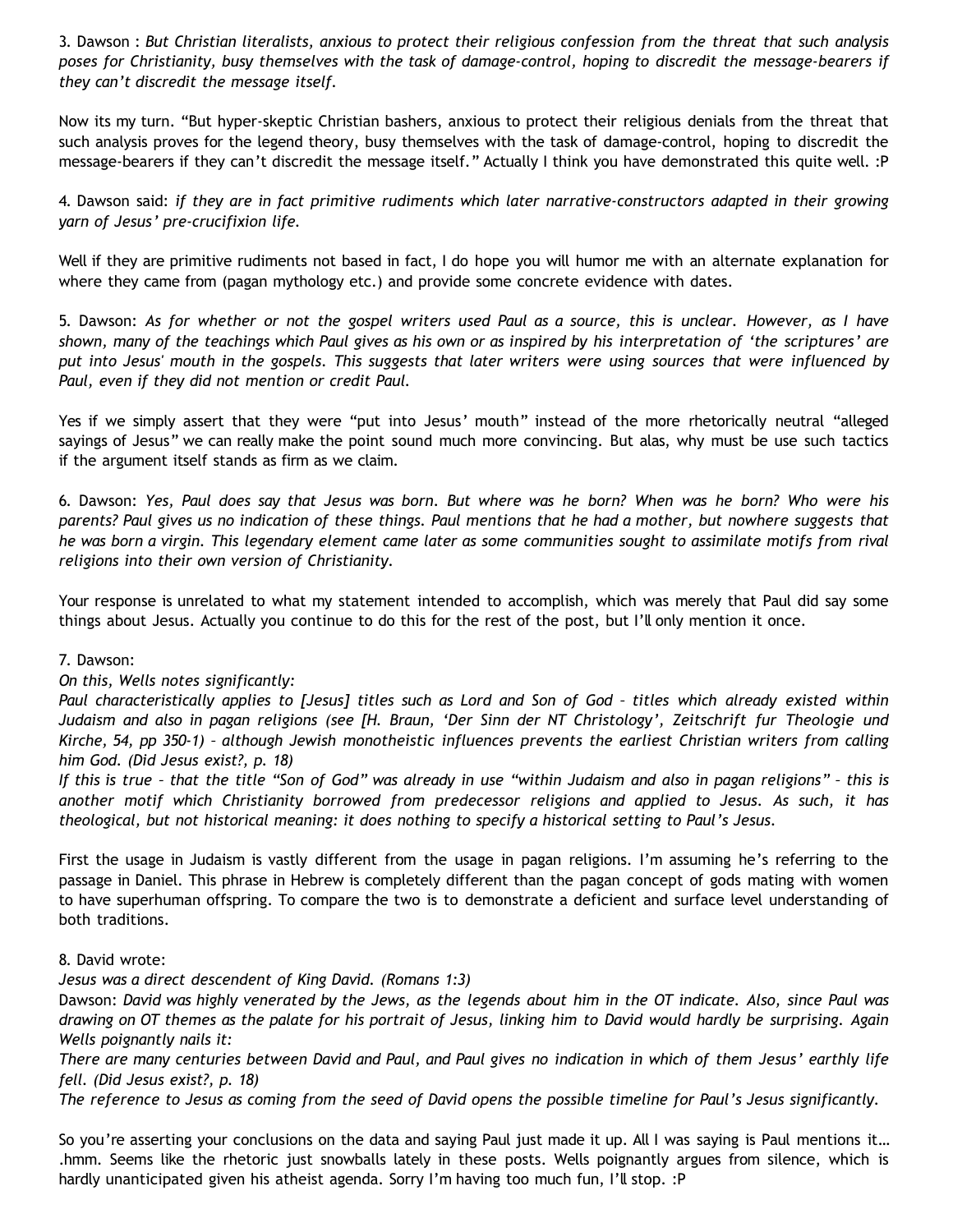3. Dawson : *But Christian literalists, anxious to protect their religious confession from the threat that such analysis poses for Christianity, busy themselves with the task of damage-control, hoping to discredit the message-bearers if they can't discredit the message itself.*

Now its my turn. "But hyper-skeptic Christian bashers, anxious to protect their religious denials from the threat that such analysis proves for the legend theory, busy themselves with the task of damage-control, hoping to discredit the message-bearers if they can't discredit the message itself." Actually I think you have demonstrated this quite well. :P

4. Dawson said: *if they are in fact primitive rudiments which later narrative-constructors adapted in their growing yarn of Jesus' pre-crucifixion life.*

Well if they are primitive rudiments not based in fact, I do hope you will humor me with an alternate explanation for where they came from (pagan mythology etc.) and provide some concrete evidence with dates.

5. Dawson: *As for whether or not the gospel writers used Paul as a source, this is unclear. However, as I have shown, many of the teachings which Paul gives as his own or as inspired by his interpretation of 'the scriptures' are put into Jesus' mouth in the gospels. This suggests that later writers were using sources that were influenced by Paul, even if they did not mention or credit Paul.*

Yes if we simply assert that they were "put into Jesus' mouth" instead of the more rhetorically neutral "alleged sayings of Jesus" we can really make the point sound much more convincing. But alas, why must be use such tactics if the argument itself stands as firm as we claim.

6. Dawson: *Yes, Paul does say that Jesus was born. But where was he born? When was he born? Who were his parents? Paul gives us no indication of these things. Paul mentions that he had a mother, but nowhere suggests that he was born a virgin. This legendary element came later as some communities sought to assimilate motifs from rival religions into their own version of Christianity.*

Your response is unrelated to what my statement intended to accomplish, which was merely that Paul did say some things about Jesus. Actually you continue to do this for the rest of the post, but I'll only mention it once.

7. Dawson:

*On this, Wells notes significantly:*

*Paul characteristically applies to [Jesus] titles such as Lord and Son of God – titles which already existed within Judaism and also in pagan religions (see [H. Braun, 'Der Sinn der NT Christology', Zeitschrift fur Theologie und Kirche, 54, pp 350-1) – although Jewish monotheistic influences prevents the earliest Christian writers from calling him God. (Did Jesus exist?, p. 18)*

*If this is true – that the title "Son of God" was already in use "within Judaism and also in pagan religions" – this is another motif which Christianity borrowed from predecessor religions and applied to Jesus. As such, it has theological, but not historical meaning: it does nothing to specify a historical setting to Paul's Jesus.*

First the usage in Judaism is vastly different from the usage in pagan religions. I'm assuming he's referring to the passage in Daniel. This phrase in Hebrew is completely different than the pagan concept of gods mating with women to have superhuman offspring. To compare the two is to demonstrate a deficient and surface level understanding of both traditions.

8. David wrote:

*Jesus was a direct descendent of King David. (Romans 1:3)*

Dawson: *David was highly venerated by the Jews, as the legends about him in the OT indicate. Also, since Paul was drawing on OT themes as the palate for his portrait of Jesus, linking him to David would hardly be surprising. Again Wells poignantly nails it:*

*There are many centuries between David and Paul, and Paul gives no indication in which of them Jesus' earthly life fell. (Did Jesus exist?, p. 18)*

*The reference to Jesus as coming from the seed of David opens the possible timeline for Paul's Jesus significantly.*

So you're asserting your conclusions on the data and saying Paul just made it up. All I was saying is Paul mentions it… .hmm. Seems like the rhetoric just snowballs lately in these posts. Wells poignantly argues from silence, which is hardly unanticipated given his atheist agenda. Sorry I'm having too much fun, I'll stop. :P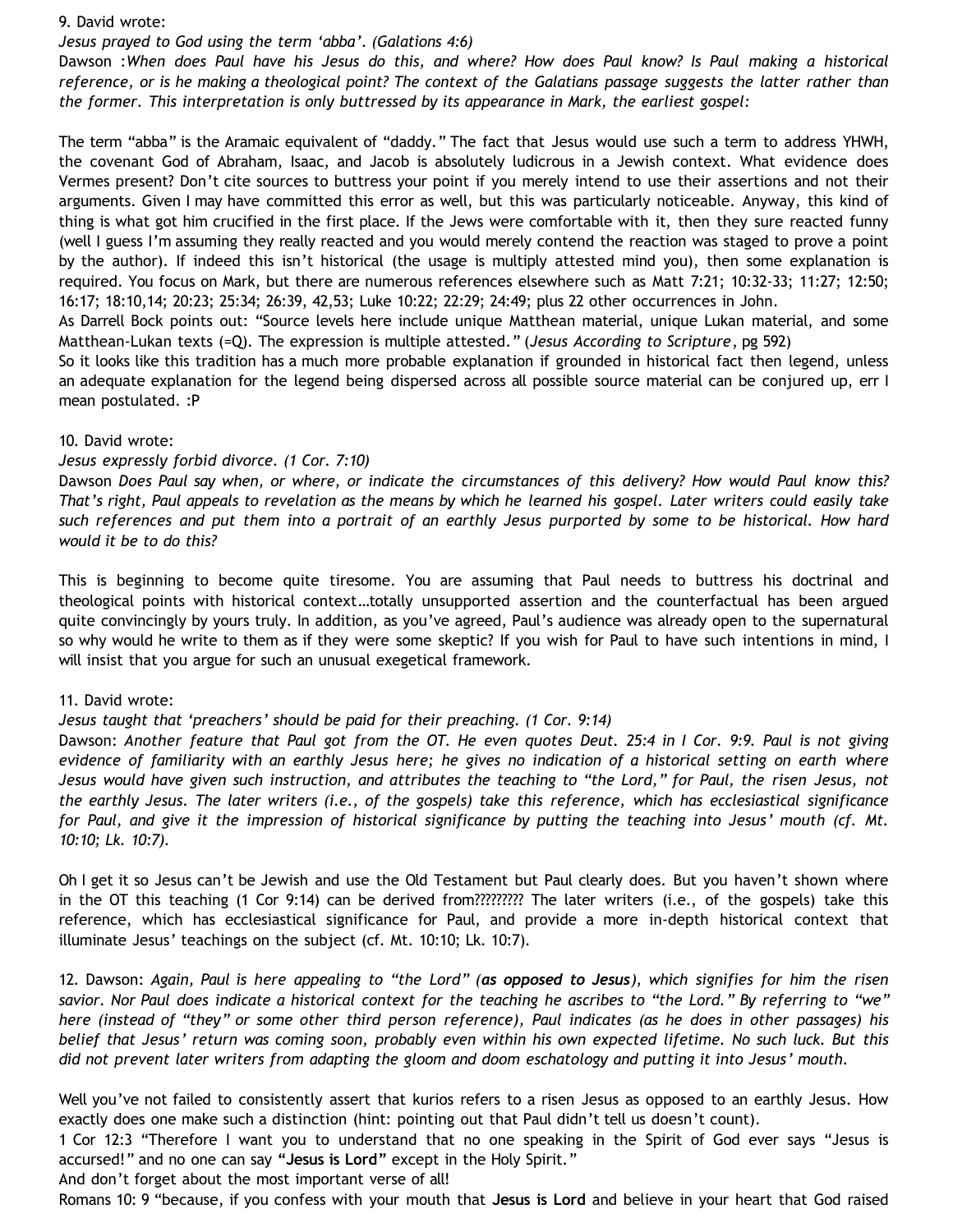9. David wrote:
*Jesus prayed to God using the term 'abba'. (Galatians 4:6)*
Dawson :*When does Paul have his Jesus do this, and where? How does Paul know? Is Paul making a historical reference, or is he making a theological point? The context of the Galatians passage suggests the latter rather than the former. This interpretation is only buttressed by its appearance in Mark, the earliest gospel:*

The term "abba" is the Aramaic equivalent of "daddy." The fact that Jesus would use such a term to address YHWH, the covenant God of Abraham, Isaac, and Jacob is absolutely ludicrous in a Jewish context. What evidence does Vermes present? Don't cite sources to buttress your point if you merely intend to use their assertions and not their arguments. Given I may have committed this error as well, but this was particularly noticeable. Anyway, this kind of thing is what got him crucified in the first place. If the Jews were comfortable with it, then they sure reacted funny (well I guess I'm assuming they really reacted and you would merely contend the reaction was staged to prove a point by the author). If indeed this isn't historical (the usage is multiply attested mind you), then some explanation is required. You focus on Mark, but there are numerous references elsewhere such as Matt 7:21; 10:32-33; 11:27; 12:50; 16:17; 18:10,14; 20:23; 25:34; 26:39, 42,53; Luke 10:22; 22:29; 24:49; plus 22 other occurrences in John.
As Darrell Bock points out: "Source levels here include unique Matthean material, unique Lukan material, and some Matthean-Lukan texts (=Q). The expression is multiple attested." (*Jesus According to Scripture*, pg 592)
So it looks like this tradition has a much more probable explanation if grounded in historical fact then legend, unless an adequate explanation for the legend being dispersed across all possible source material can be conjured up, err I mean postulated. :P

10. David wrote:
*Jesus expressly forbid divorce. (1 Cor. 7:10)*
Dawson *Does Paul say when, or where, or indicate the circumstances of this delivery? How would Paul know this? That's right, Paul appeals to revelation as the means by which he learned his gospel. Later writers could easily take such references and put them into a portrait of an earthly Jesus purported by some to be historical. How hard would it be to do this?*

This is beginning to become quite tiresome. You are assuming that Paul needs to buttress his doctrinal and theological points with historical context…totally unsupported assertion and the counterfactual has been argued quite convincingly by yours truly. In addition, as you've agreed, Paul's audience was already open to the supernatural so why would he write to them as if they were some skeptic? If you wish for Paul to have such intentions in mind, I will insist that you argue for such an unusual exegetical framework.

11. David wrote:
*Jesus taught that 'preachers' should be paid for their preaching. (1 Cor. 9:14)*
Dawson: *Another feature that Paul got from the OT. He even quotes Deut. 25:4 in I Cor. 9:9. Paul is not giving evidence of familiarity with an earthly Jesus here; he gives no indication of a historical setting on earth where Jesus would have given such instruction, and attributes the teaching to "the Lord," for Paul, the risen Jesus, not the earthly Jesus. The later writers (i.e., of the gospels) take this reference, which has ecclesiastical significance for Paul, and give it the impression of historical significance by putting the teaching into Jesus' mouth (cf. Mt. 10:10; Lk. 10:7).*

Oh I get it so Jesus can't be Jewish and use the Old Testament but Paul clearly does. But you haven't shown where in the OT this teaching (1 Cor 9:14) can be derived from????????? The later writers (i.e., of the gospels) take this reference, which has ecclesiastical significance for Paul, and provide a more in-depth historical context that illuminate Jesus' teachings on the subject (cf. Mt. 10:10; Lk. 10:7).

12. Dawson: *Again, Paul is here appealing to "the Lord" (**as opposed to Jesus**), which signifies for him the risen savior. Nor Paul does indicate a historical context for the teaching he ascribes to "the Lord." By referring to "we" here (instead of "they" or some other third person reference), Paul indicates (as he does in other passages) his belief that Jesus' return was coming soon, probably even within his own expected lifetime. No such luck. But this did not prevent later writers from adapting the gloom and doom eschatology and putting it into Jesus' mouth.*

Well you've not failed to consistently assert that kurios refers to a risen Jesus as opposed to an earthly Jesus. How exactly does one make such a distinction (hint: pointing out that Paul didn't tell us doesn't count).
1 Cor 12:3 "Therefore I want you to understand that no one speaking in the Spirit of God ever says "Jesus is accursed!" and no one can say **"Jesus is Lord"** except in the Holy Spirit."
And don't forget about the most important verse of all!
Romans 10: 9 "because, if you confess with your mouth that **Jesus is Lord** and believe in your heart that God raised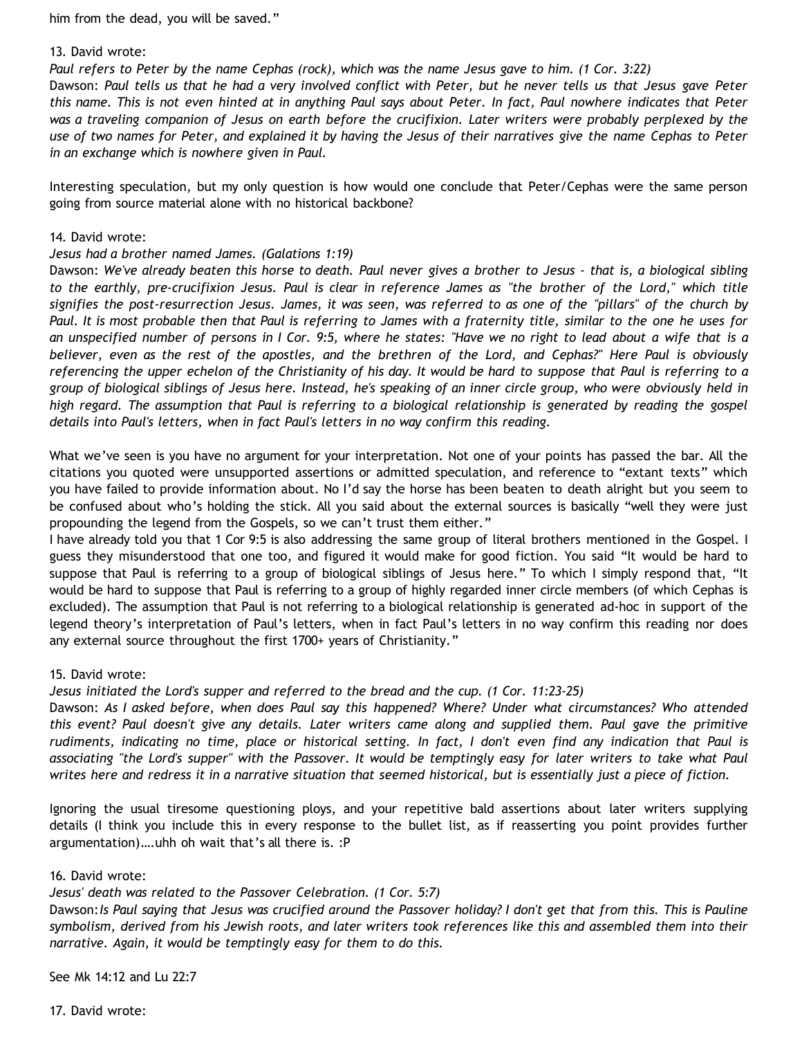him from the dead, you will be saved."

13. David wrote:
*Paul refers to Peter by the name Cephas (rock), which was the name Jesus gave to him. (1 Cor. 3:22)*
Dawson: *Paul tells us that he had a very involved conflict with Peter, but he never tells us that Jesus gave Peter this name. This is not even hinted at in anything Paul says about Peter. In fact, Paul nowhere indicates that Peter was a traveling companion of Jesus on earth before the crucifixion. Later writers were probably perplexed by the use of two names for Peter, and explained it by having the Jesus of their narratives give the name Cephas to Peter in an exchange which is nowhere given in Paul.*

Interesting speculation, but my only question is how would one conclude that Peter/Cephas were the same person going from source material alone with no historical backbone?

14. David wrote:
*Jesus had a brother named James. (Galations 1:19)*
Dawson: *We've already beaten this horse to death. Paul never gives a brother to Jesus - that is, a biological sibling to the earthly, pre-crucifixion Jesus. Paul is clear in reference James as "the brother of the Lord," which title signifies the post-resurrection Jesus. James, it was seen, was referred to as one of the "pillars" of the church by Paul. It is most probable then that Paul is referring to James with a fraternity title, similar to the one he uses for an unspecified number of persons in I Cor. 9:5, where he states: "Have we no right to lead about a wife that is a believer, even as the rest of the apostles, and the brethren of the Lord, and Cephas?" Here Paul is obviously referencing the upper echelon of the Christianity of his day. It would be hard to suppose that Paul is referring to a group of biological siblings of Jesus here. Instead, he's speaking of an inner circle group, who were obviously held in high regard. The assumption that Paul is referring to a biological relationship is generated by reading the gospel details into Paul's letters, when in fact Paul's letters in no way confirm this reading.*

What we've seen is you have no argument for your interpretation. Not one of your points has passed the bar. All the citations you quoted were unsupported assertions or admitted speculation, and reference to "extant texts" which you have failed to provide information about. No I'd say the horse has been beaten to death alright but you seem to be confused about who's holding the stick. All you said about the external sources is basically "well they were just propounding the legend from the Gospels, so we can't trust them either."
I have already told you that 1 Cor 9:5 is also addressing the same group of literal brothers mentioned in the Gospel. I guess they misunderstood that one too, and figured it would make for good fiction. You said "It would be hard to suppose that Paul is referring to a group of biological siblings of Jesus here." To which I simply respond that, "It would be hard to suppose that Paul is referring to a group of highly regarded inner circle members (of which Cephas is excluded). The assumption that Paul is not referring to a biological relationship is generated ad-hoc in support of the legend theory's interpretation of Paul's letters, when in fact Paul's letters in no way confirm this reading nor does any external source throughout the first 1700+ years of Christianity."

15. David wrote:
*Jesus initiated the Lord's supper and referred to the bread and the cup. (1 Cor. 11:23-25)*
Dawson: *As I asked before, when does Paul say this happened? Where? Under what circumstances? Who attended this event? Paul doesn't give any details. Later writers came along and supplied them. Paul gave the primitive rudiments, indicating no time, place or historical setting. In fact, I don't even find any indication that Paul is associating "the Lord's supper" with the Passover. It would be temptingly easy for later writers to take what Paul writes here and redress it in a narrative situation that seemed historical, but is essentially just a piece of fiction.*

Ignoring the usual tiresome questioning ploys, and your repetitive bald assertions about later writers supplying details (I think you include this in every response to the bullet list, as if reasserting you point provides further argumentation)….uhh oh wait that's all there is. :P

16. David wrote:
*Jesus' death was related to the Passover Celebration. (1 Cor. 5:7)*
Dawson: *Is Paul saying that Jesus was crucified around the Passover holiday? I don't get that from this. This is Pauline symbolism, derived from his Jewish roots, and later writers took references like this and assembled them into their narrative. Again, it would be temptingly easy for them to do this.*

See Mk 14:12 and Lu 22:7

17. David wrote: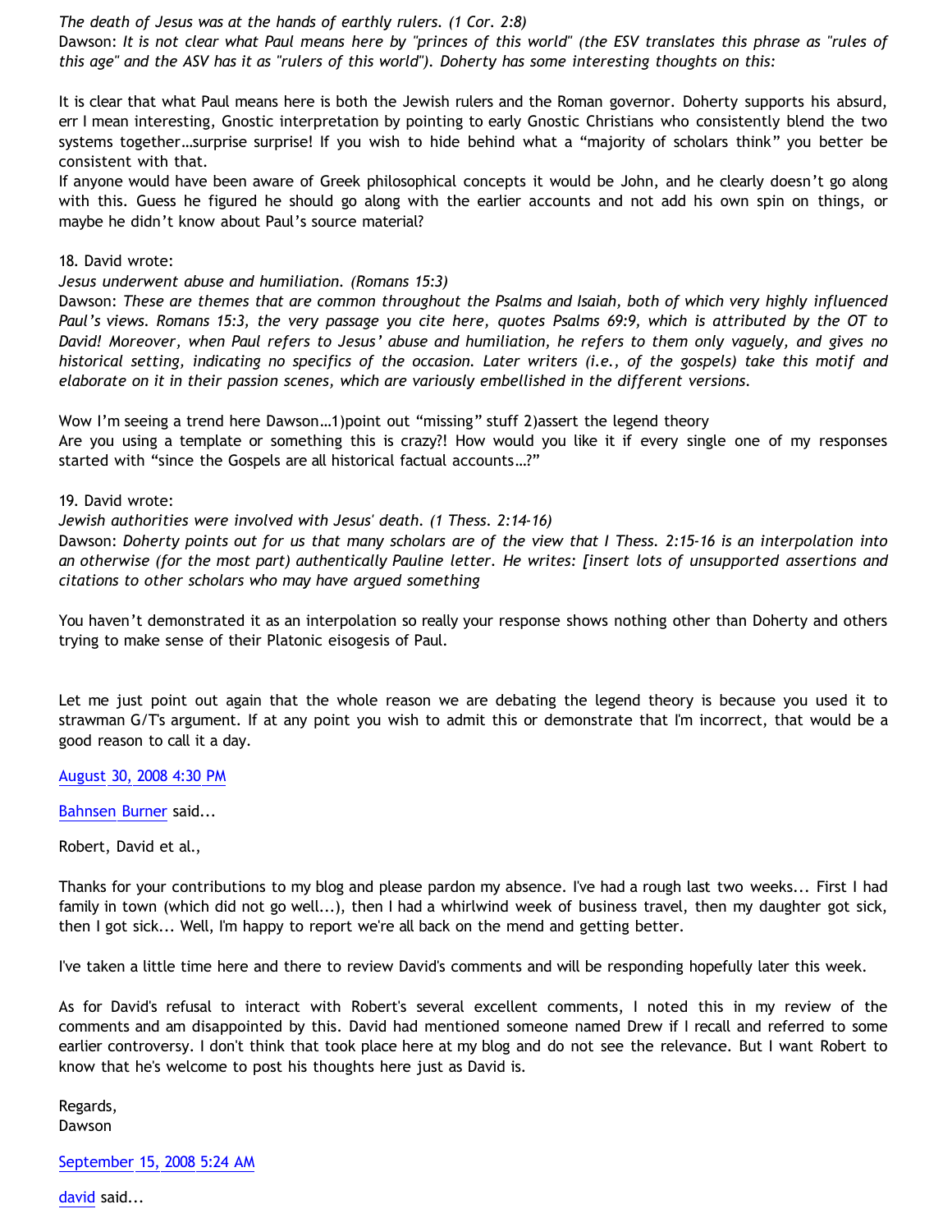*The death of Jesus was at the hands of earthly rulers. (1 Cor. 2:8)*
Dawson: *It is not clear what Paul means here by "princes of this world" (the ESV translates this phrase as "rules of this age" and the ASV has it as "rulers of this world"). Doherty has some interesting thoughts on this:*

It is clear that what Paul means here is both the Jewish rulers and the Roman governor. Doherty supports his absurd, err I mean interesting, Gnostic interpretation by pointing to early Gnostic Christians who consistently blend the two systems together…surprise surprise! If you wish to hide behind what a "majority of scholars think" you better be consistent with that.
If anyone would have been aware of Greek philosophical concepts it would be John, and he clearly doesn't go along with this. Guess he figured he should go along with the earlier accounts and not add his own spin on things, or maybe he didn't know about Paul's source material?

18. David wrote:
*Jesus underwent abuse and humiliation. (Romans 15:3)*
Dawson: *These are themes that are common throughout the Psalms and Isaiah, both of which very highly influenced Paul's views. Romans 15:3, the very passage you cite here, quotes Psalms 69:9, which is attributed by the OT to David! Moreover, when Paul refers to Jesus' abuse and humiliation, he refers to them only vaguely, and gives no historical setting, indicating no specifics of the occasion. Later writers (i.e., of the gospels) take this motif and elaborate on it in their passion scenes, which are variously embellished in the different versions.*

Wow I'm seeing a trend here Dawson…1)point out "missing" stuff 2)assert the legend theory
Are you using a template or something this is crazy?! How would you like it if every single one of my responses started with "since the Gospels are all historical factual accounts…?"

19. David wrote:
*Jewish authorities were involved with Jesus' death. (1 Thess. 2:14-16)*
Dawson: *Doherty points out for us that many scholars are of the view that I Thess. 2:15-16 is an interpolation into an otherwise (for the most part) authentically Pauline letter. He writes: [insert lots of unsupported assertions and citations to other scholars who may have argued something*

You haven't demonstrated it as an interpolation so really your response shows nothing other than Doherty and others trying to make sense of their Platonic eisogesis of Paul.

Let me just point out again that the whole reason we are debating the legend theory is because you used it to strawman G/T's argument. If at any point you wish to admit this or demonstrate that I'm incorrect, that would be a good reason to call it a day.

August 30, 2008 4:30 PM

Bahnsen Burner said...

Robert, David et al.,

Thanks for your contributions to my blog and please pardon my absence. I've had a rough last two weeks... First I had family in town (which did not go well...), then I had a whirlwind week of business travel, then my daughter got sick, then I got sick... Well, I'm happy to report we're all back on the mend and getting better.

I've taken a little time here and there to review David's comments and will be responding hopefully later this week.

As for David's refusal to interact with Robert's several excellent comments, I noted this in my review of the comments and am disappointed by this. David had mentioned someone named Drew if I recall and referred to some earlier controversy. I don't think that took place here at my blog and do not see the relevance. But I want Robert to know that he's welcome to post his thoughts here just as David is.

Regards,
Dawson

September 15, 2008 5:24 AM

david said...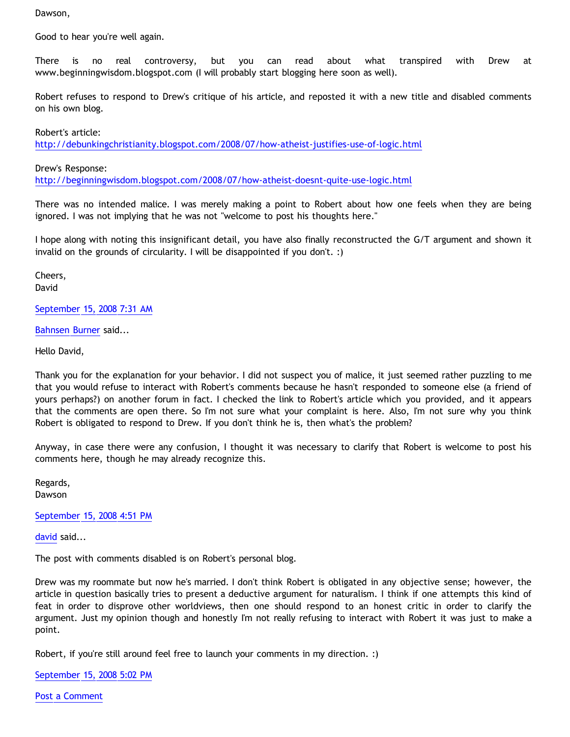Dawson,

Good to hear you're well again.

There is no real controversy, but you can read about what transpired with Drew at www.beginningwisdom.blogspot.com (I will probably start blogging here soon as well).

Robert refuses to respond to Drew's critique of his article, and reposted it with a new title and disabled comments on his own blog.

Robert's article:
http://debunkingchristianity.blogspot.com/2008/07/how-atheist-justifies-use-of-logic.html

Drew's Response:
http://beginningwisdom.blogspot.com/2008/07/how-atheist-doesnt-quite-use-logic.html

There was no intended malice. I was merely making a point to Robert about how one feels when they are being ignored. I was not implying that he was not "welcome to post his thoughts here."

I hope along with noting this insignificant detail, you have also finally reconstructed the G/T argument and shown it invalid on the grounds of circularity. I will be disappointed if you don't. :)

Cheers,
David

September 15, 2008 7:31 AM

Bahnsen Burner said...

Hello David,

Thank you for the explanation for your behavior. I did not suspect you of malice, it just seemed rather puzzling to me that you would refuse to interact with Robert's comments because he hasn't responded to someone else (a friend of yours perhaps?) on another forum in fact. I checked the link to Robert's article which you provided, and it appears that the comments are open there. So I'm not sure what your complaint is here. Also, I'm not sure why you think Robert is obligated to respond to Drew. If you don't think he is, then what's the problem?

Anyway, in case there were any confusion, I thought it was necessary to clarify that Robert is welcome to post his comments here, though he may already recognize this.

Regards,
Dawson

September 15, 2008 4:51 PM

david said...

The post with comments disabled is on Robert's personal blog.

Drew was my roommate but now he's married. I don't think Robert is obligated in any objective sense; however, the article in question basically tries to present a deductive argument for naturalism. I think if one attempts this kind of feat in order to disprove other worldviews, then one should respond to an honest critic in order to clarify the argument. Just my opinion though and honestly I'm not really refusing to interact with Robert it was just to make a point.

Robert, if you're still around feel free to launch your comments in my direction. :)

September 15, 2008 5:02 PM

Post a Comment